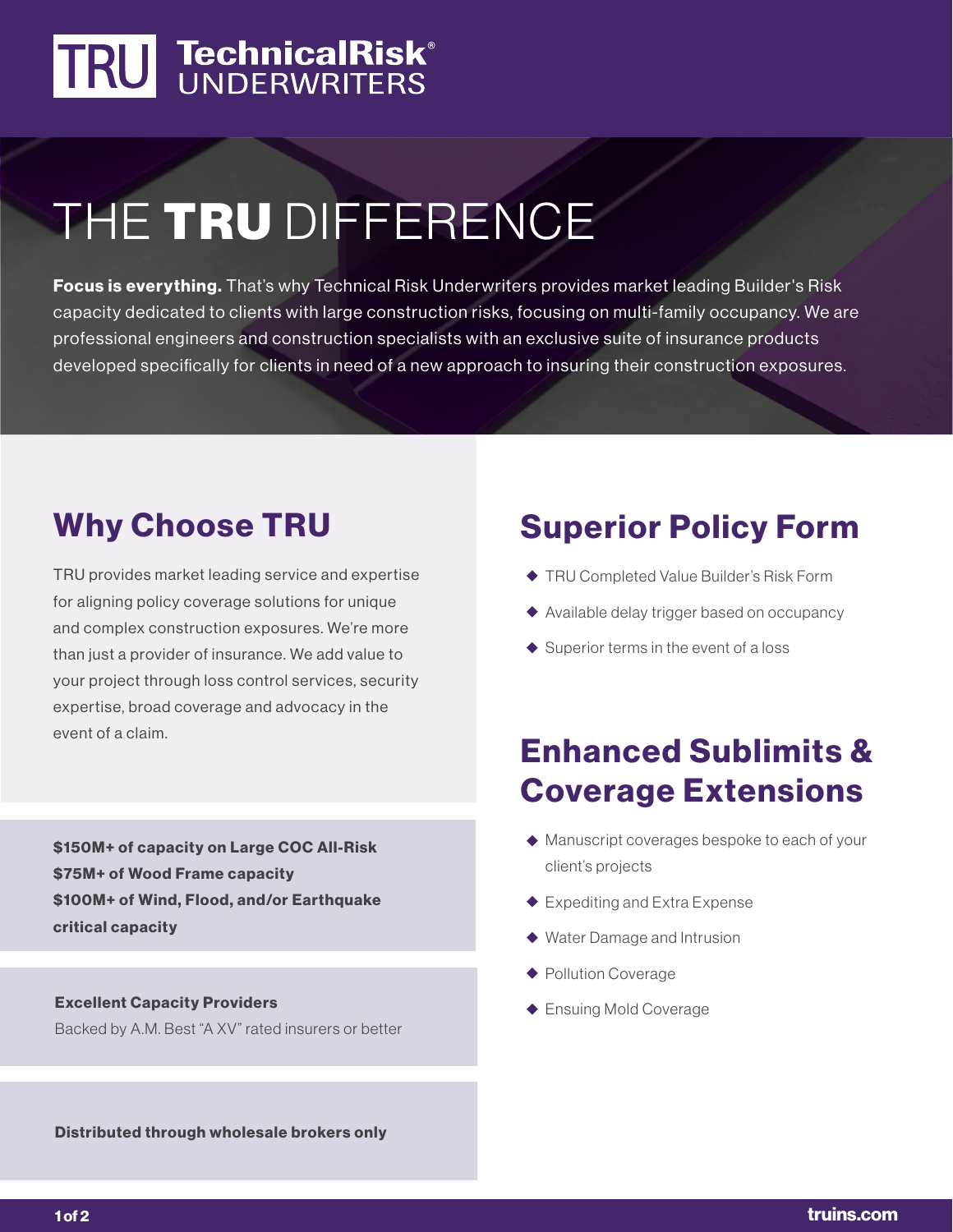**TRU TechnicalRisk® UNDERWRITERS**

# THE **TRU** DIFFERENCE

**Focus is everything.** That's why Technical Risk Underwriters provides market leading Builder's Risk capacity dedicated to clients with large construction risks, focusing on multi-family occupancy. We are professional engineers and construction specialists with an exclusive suite of insurance products developed specifically for clients in need of a new approach to insuring their construction exposures.

## Why Choose TRU

TRU provides market leading service and expertise for aligning policy coverage solutions for unique and complex construction exposures. We're more than just a provider of insurance. We add value to your project through loss control services, security expertise, broad coverage and advocacy in the event of a claim.

**$150M+ of capacity on Large COC All-Risk**
**$75M+ of Wood Frame capacity**
**$100M+ of Wind, Flood, and/or Earthquake critical capacity**

**Excellent Capacity Providers**
Backed by A.M. Best "A XV" rated insurers or better

**Distributed through wholesale brokers only**

## Superior Policy Form

- TRU Completed Value Builder's Risk Form
- Available delay trigger based on occupancy
- Superior terms in the event of a loss

## Enhanced Sublimits & Coverage Extensions

- Manuscript coverages bespoke to each of your client's projects
- Expediting and Extra Expense
- Water Damage and Intrusion
- Pollution Coverage
- Ensuing Mold Coverage

truins.com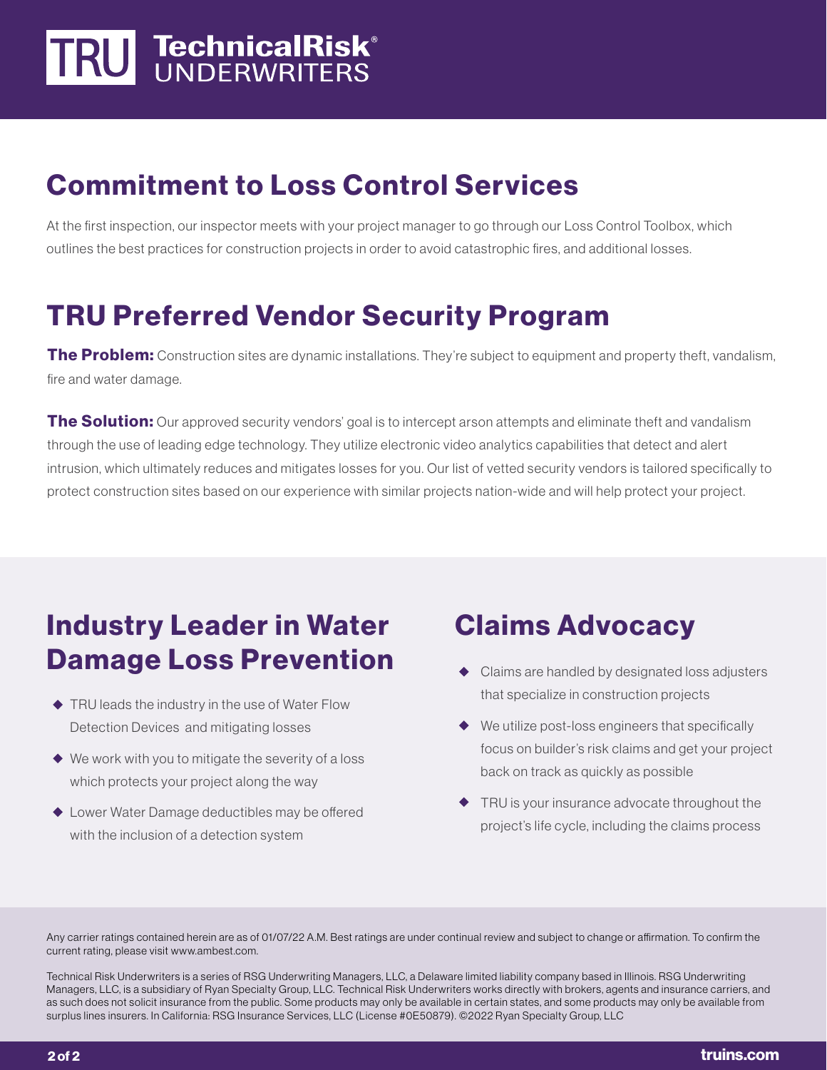# Commitment to Loss Control Services

At the first inspection, our inspector meets with your project manager to go through our Loss Control Toolbox, which outlines the best practices for construction projects in order to avoid catastrophic fires, and additional losses.

# TRU Preferred Vendor Security Program

**The Problem:** Construction sites are dynamic installations. They're subject to equipment and property theft, vandalism, fire and water damage.

**The Solution:** Our approved security vendors' goal is to intercept arson attempts and eliminate theft and vandalism through the use of leading edge technology. They utilize electronic video analytics capabilities that detect and alert intrusion, which ultimately reduces and mitigates losses for you. Our list of vetted security vendors is tailored specifically to protect construction sites based on our experience with similar projects nation-wide and will help protect your project.

## Industry Leader in Water Damage Loss Prevention

- TRU leads the industry in the use of Water Flow Detection Devices and mitigating losses
- We work with you to mitigate the severity of a loss which protects your project along the way
- Lower Water Damage deductibles may be offered with the inclusion of a detection system

## Claims Advocacy

- Claims are handled by designated loss adjusters that specialize in construction projects
- We utilize post-loss engineers that specifically focus on builder's risk claims and get your project back on track as quickly as possible
- TRU is your insurance advocate throughout the project's life cycle, including the claims process

Any carrier ratings contained herein are as of 01/07/22 A.M. Best ratings are under continual review and subject to change or affirmation. To confirm the current rating, please visit www.ambest.com.

Technical Risk Underwriters is a series of RSG Underwriting Managers, LLC, a Delaware limited liability company based in Illinois. RSG Underwriting Managers, LLC, is a subsidiary of Ryan Specialty Group, LLC. Technical Risk Underwriters works directly with brokers, agents and insurance carriers, and as such does not solicit insurance from the public. Some products may only be available in certain states, and some products may only be available from surplus lines insurers. In California: RSG Insurance Services, LLC (License #0E50879). ©2022 Ryan Specialty Group, LLC

truins.com